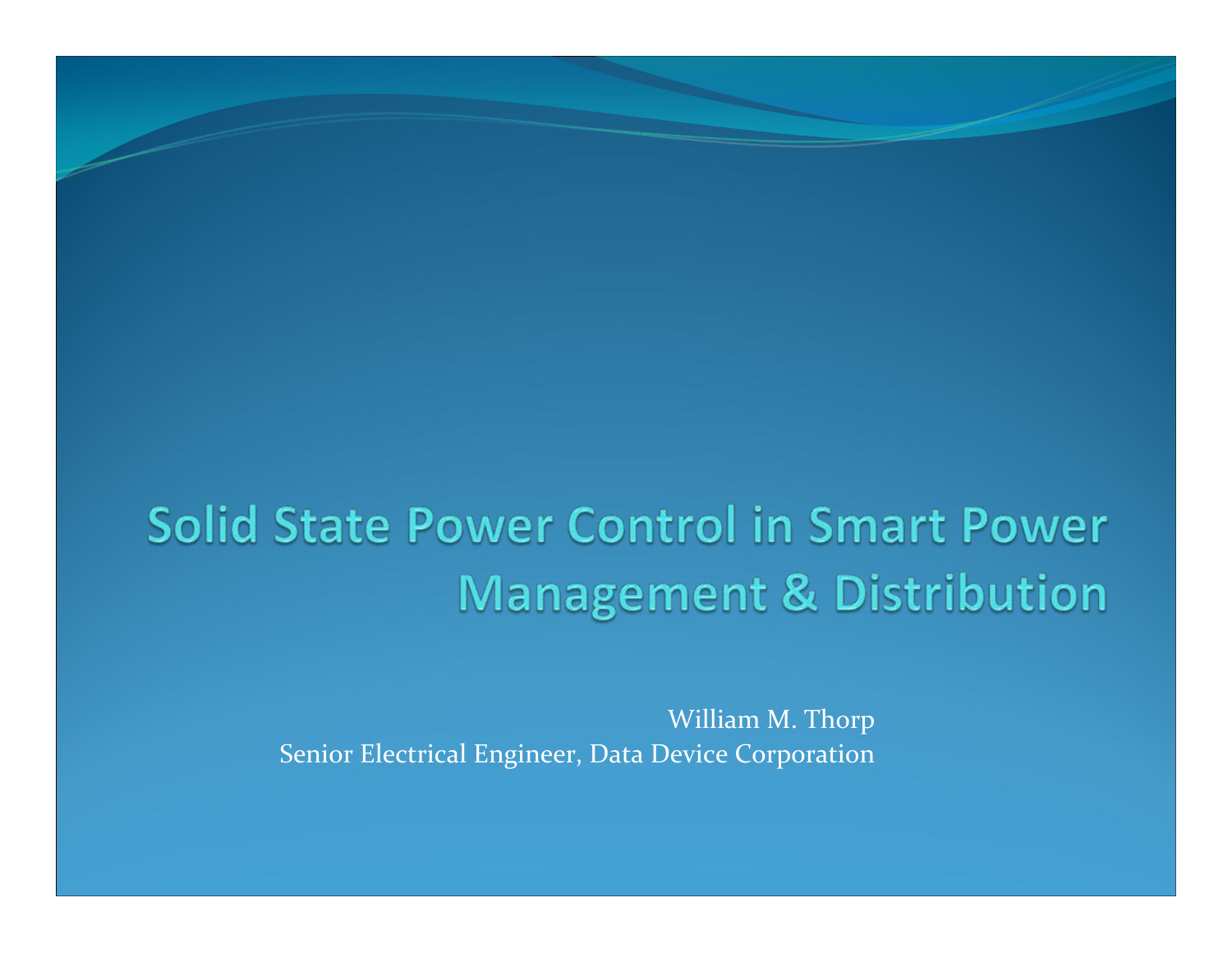# Solid State Power Control in Smart Power Management & Distribution

William M. Thorp
Senior Electrical Engineer, Data Device Corporation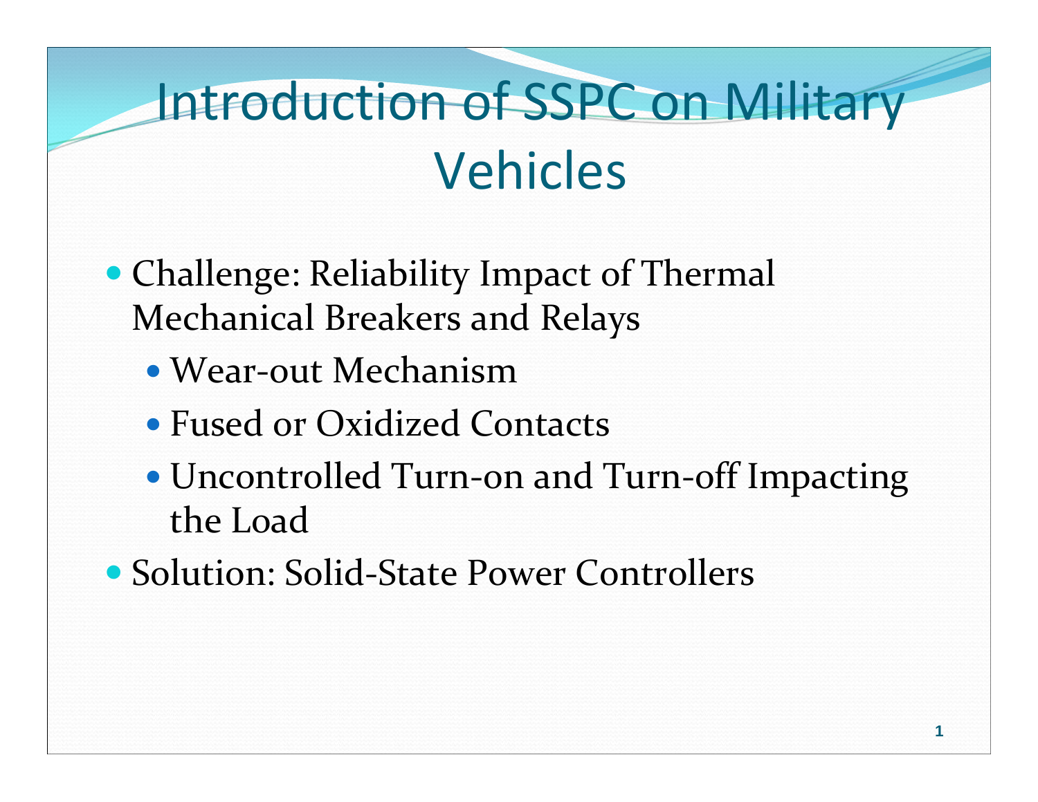# Introduction of SSPC on Military Vehicles

- Challenge: Reliability Impact of Thermal Mechanical Breakers and Relays
  - Wear-out Mechanism
  - Fused or Oxidized Contacts
  - Uncontrolled Turn-on and Turn-off Impacting the Load
- Solution: Solid-State Power Controllers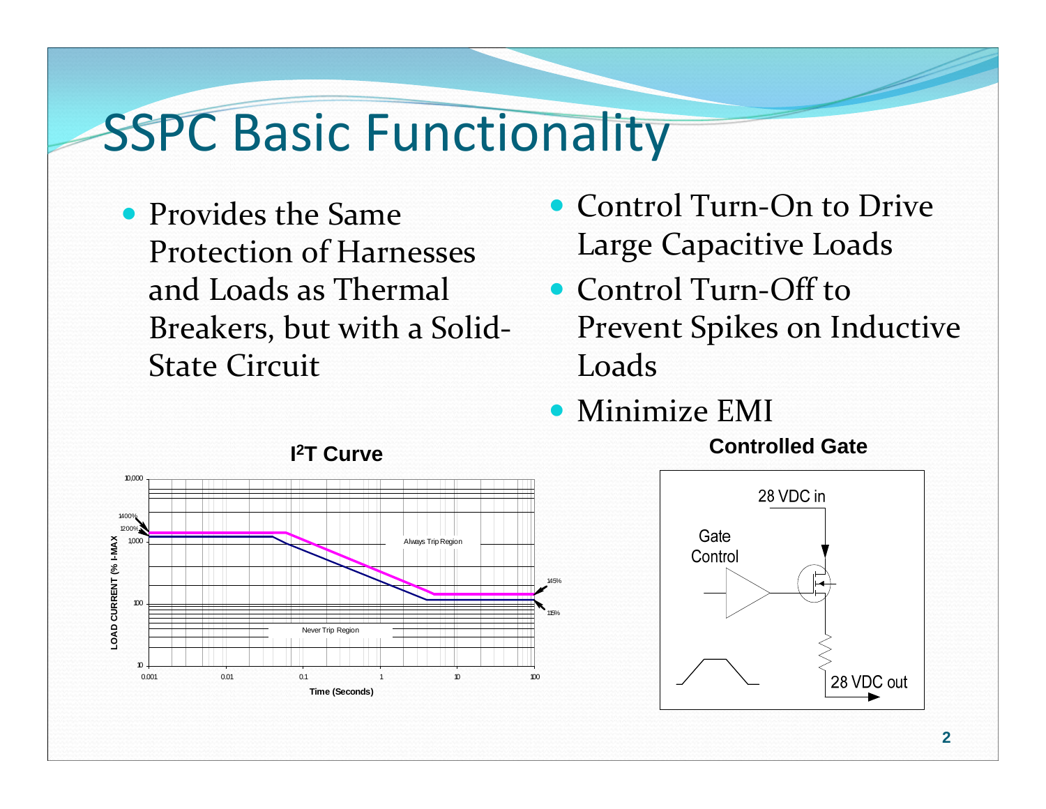# SSPC Basic Functionality

- Provides the Same Protection of Harnesses and Loads as Thermal Breakers, but with a Solid-State Circuit
- Control Turn-On to Drive Large Capacitive Loads
- Control Turn-Off to Prevent Spikes on Inductive Loads
- Minimize EMI

**$I^2T$ Curve**

**Controlled Gate**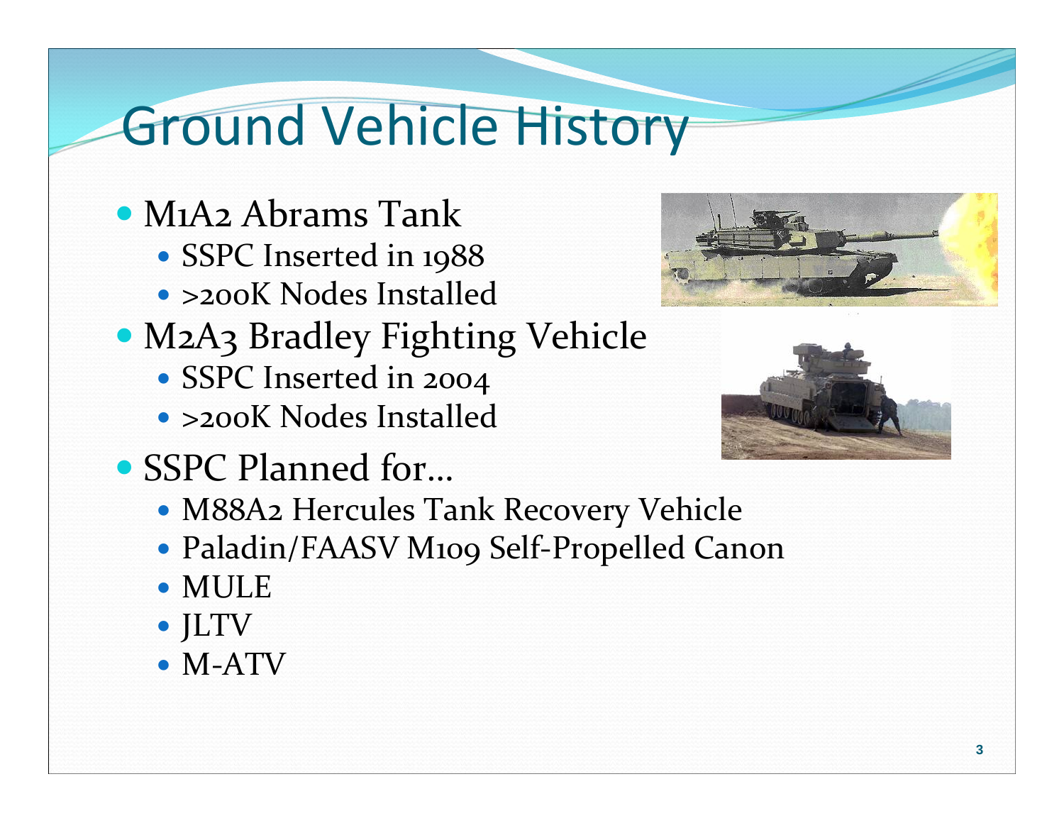# Ground Vehicle History

- M1A2 Abrams Tank
  - SSPC Inserted in 1988
  - >200K Nodes Installed
- M2A3 Bradley Fighting Vehicle
  - SSPC Inserted in 2004
  - >200K Nodes Installed
- SSPC Planned for…
  - M88A2 Hercules Tank Recovery Vehicle
  - Paladin/FAASV M109 Self-Propelled Canon
  - MULE
  - JLTV
  - M-ATV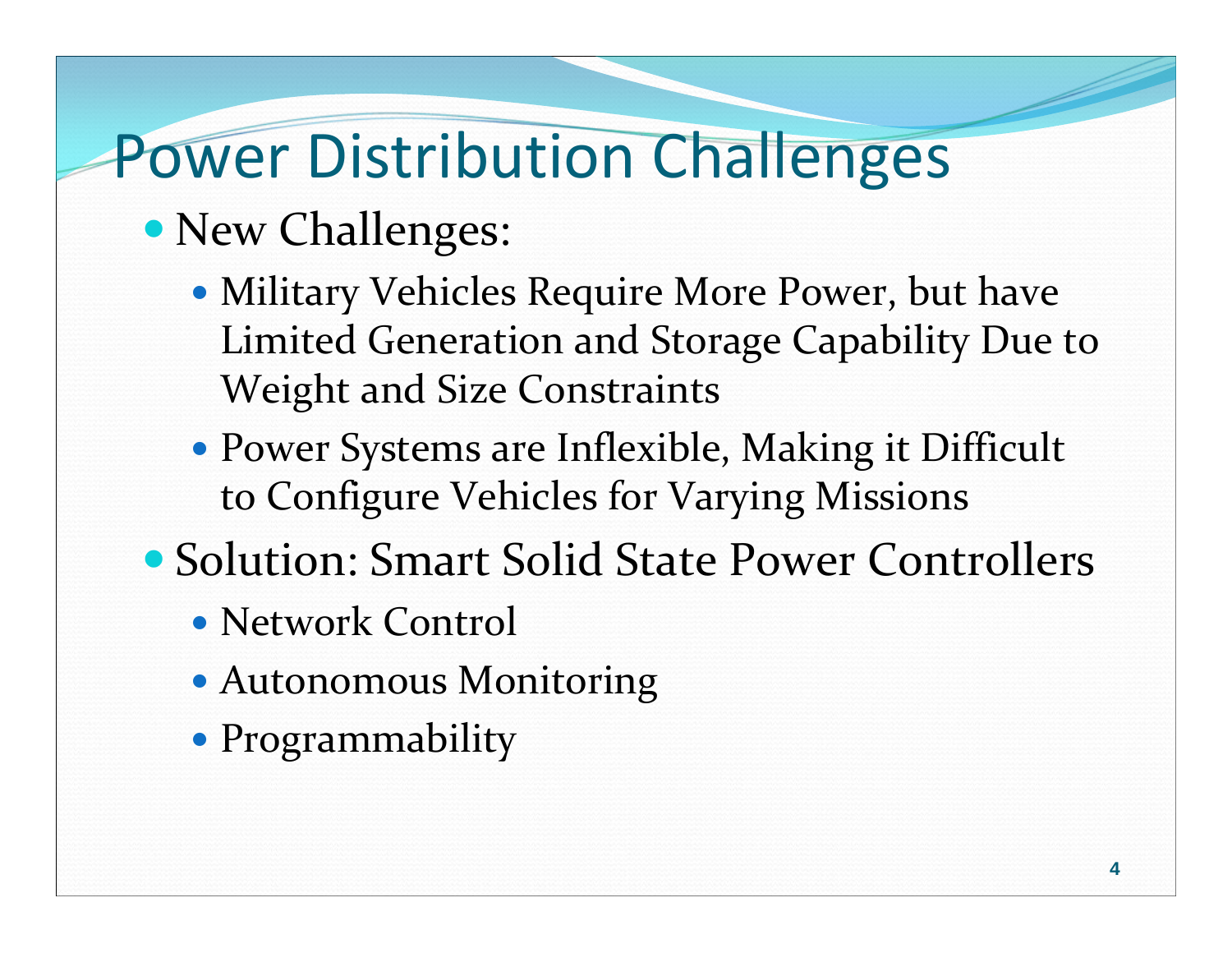# Power Distribution Challenges

- New Challenges:
  - Military Vehicles Require More Power, but have Limited Generation and Storage Capability Due to Weight and Size Constraints
  - Power Systems are Inflexible, Making it Difficult to Configure Vehicles for Varying Missions
- Solution: Smart Solid State Power Controllers
  - Network Control
  - Autonomous Monitoring
  - Programmability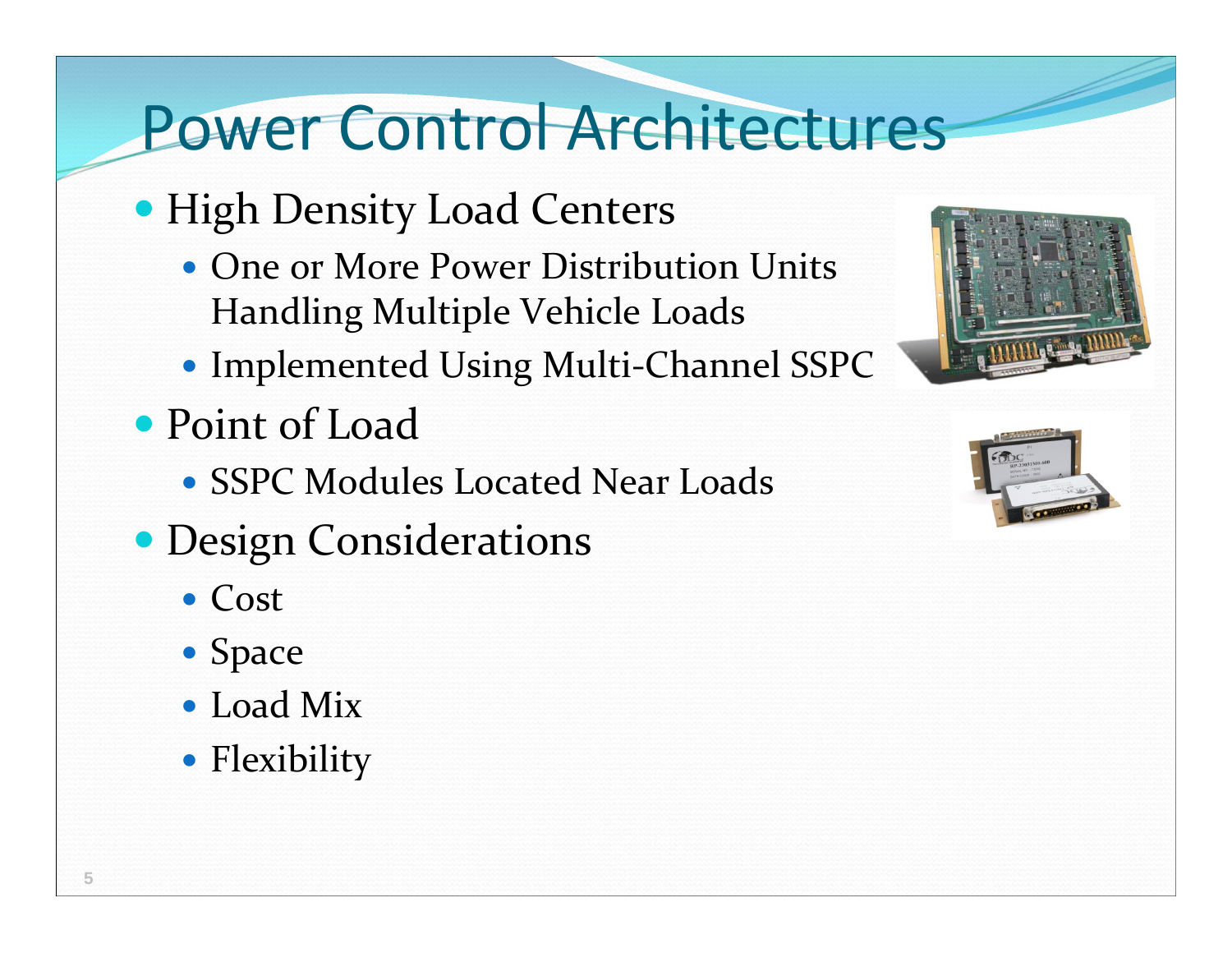# Power Control Architectures

- High Density Load Centers
  - One or More Power Distribution Units Handling Multiple Vehicle Loads
  - Implemented Using Multi-Channel SSPC
- Point of Load
  - SSPC Modules Located Near Loads
- Design Considerations
  - Cost
  - Space
  - Load Mix
  - Flexibility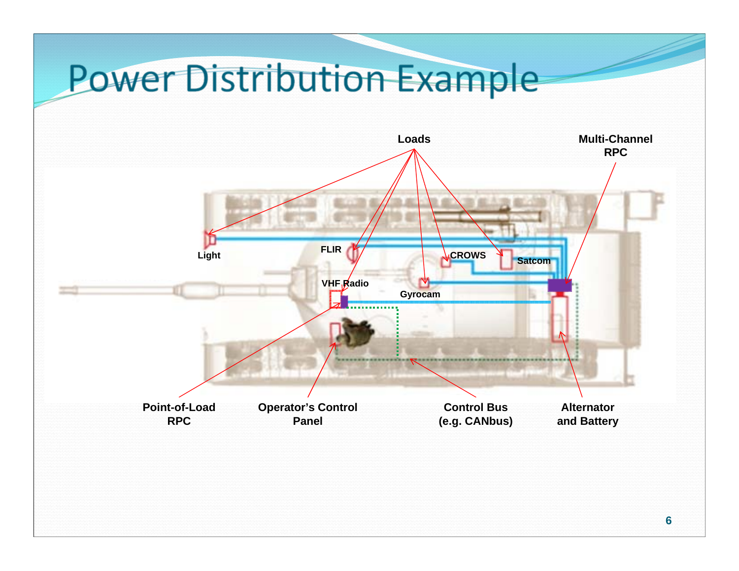# Power Distribution Example

Loads

Multi-Channel RPC

Light

FLIR

CROWS

Satcom

VHF Radio

Gyrocam

Point-of-Load RPC

Operator's Control Panel

Control Bus (e.g. CANbus)

Alternator and Battery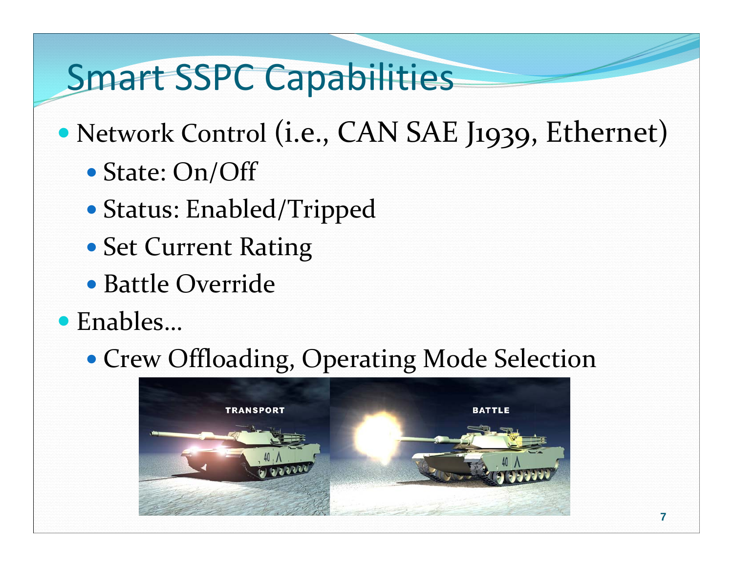# Smart SSPC Capabilities

- Network Control (i.e., CAN SAE J1939, Ethernet)
  - State: On/Off
  - Status: Enabled/Tripped
  - Set Current Rating
  - Battle Override
- Enables…
  - Crew Offloading, Operating Mode Selection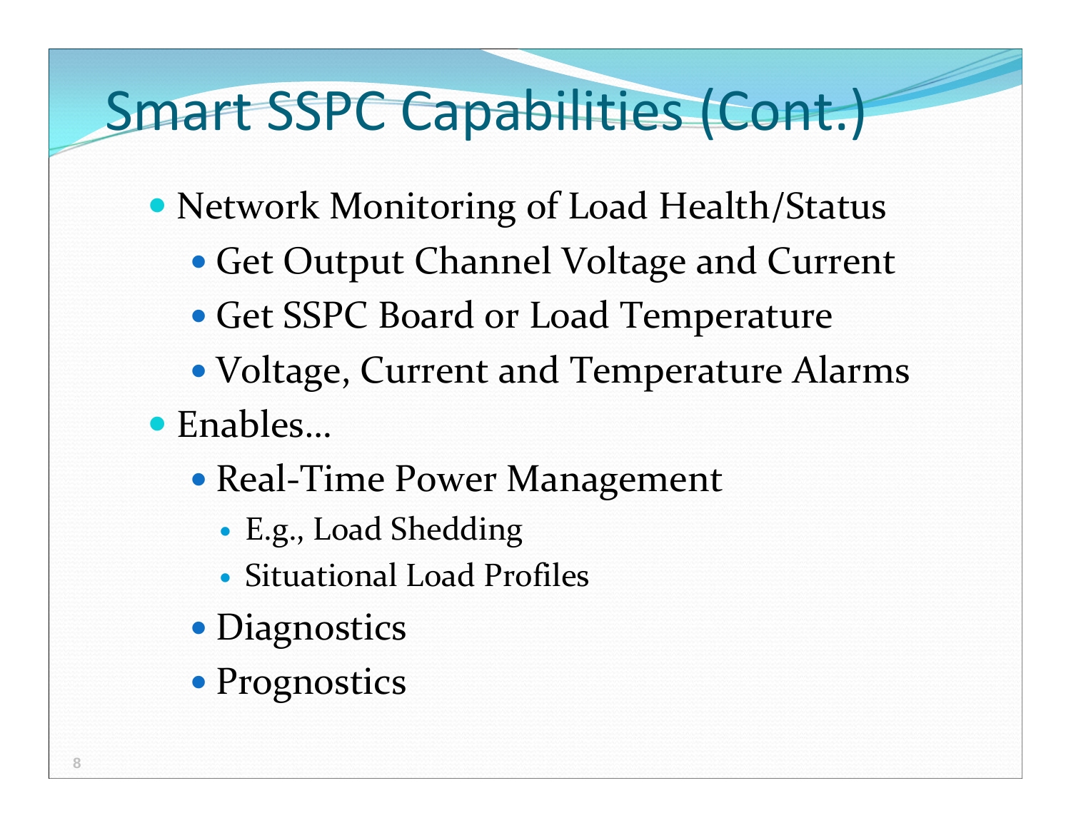# Smart SSPC Capabilities (Cont.)

- Network Monitoring of Load Health/Status
  - Get Output Channel Voltage and Current
  - Get SSPC Board or Load Temperature
  - Voltage, Current and Temperature Alarms
- Enables…
  - Real-Time Power Management
    - E.g., Load Shedding
    - Situational Load Profiles
  - Diagnostics
  - Prognostics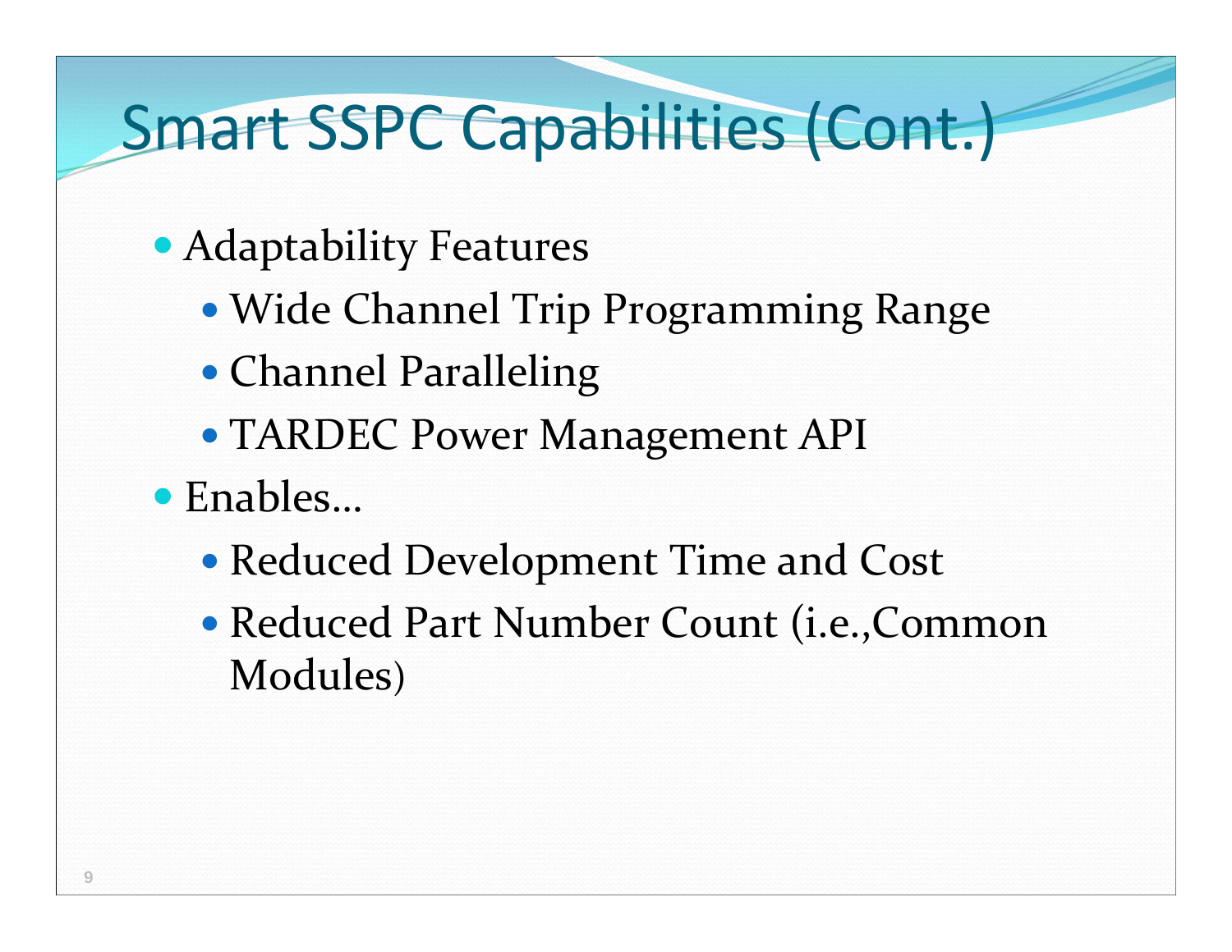# Smart SSPC Capabilities (Cont.)

- Adaptability Features
  - Wide Channel Trip Programming Range
  - Channel Paralleling
  - TARDEC Power Management API
- Enables…
  - Reduced Development Time and Cost
  - Reduced Part Number Count (i.e.,Common Modules)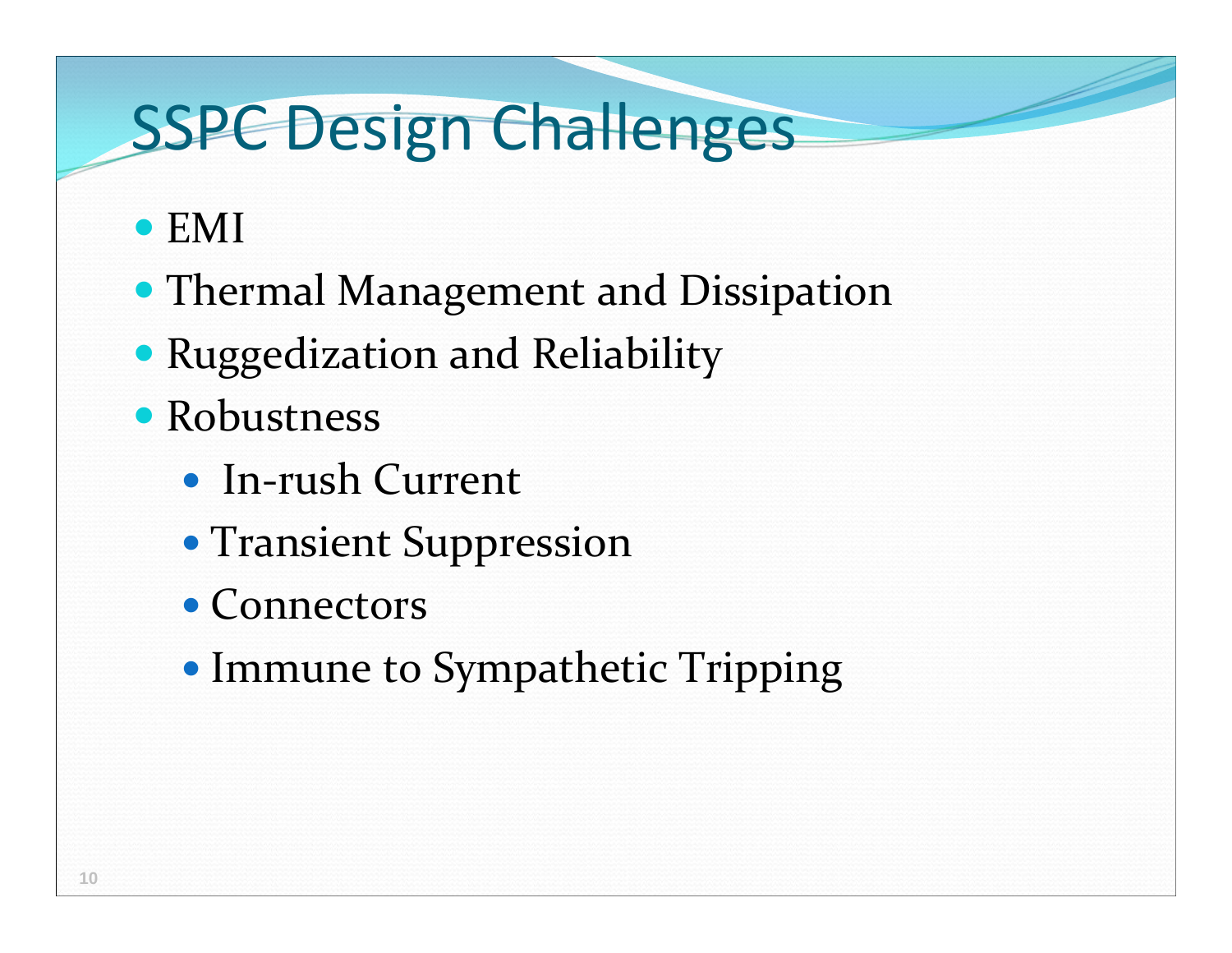# SSPC Design Challenges

- EMI
- Thermal Management and Dissipation
- Ruggedization and Reliability
- Robustness
  - In-rush Current
  - Transient Suppression
  - Connectors
  - Immune to Sympathetic Tripping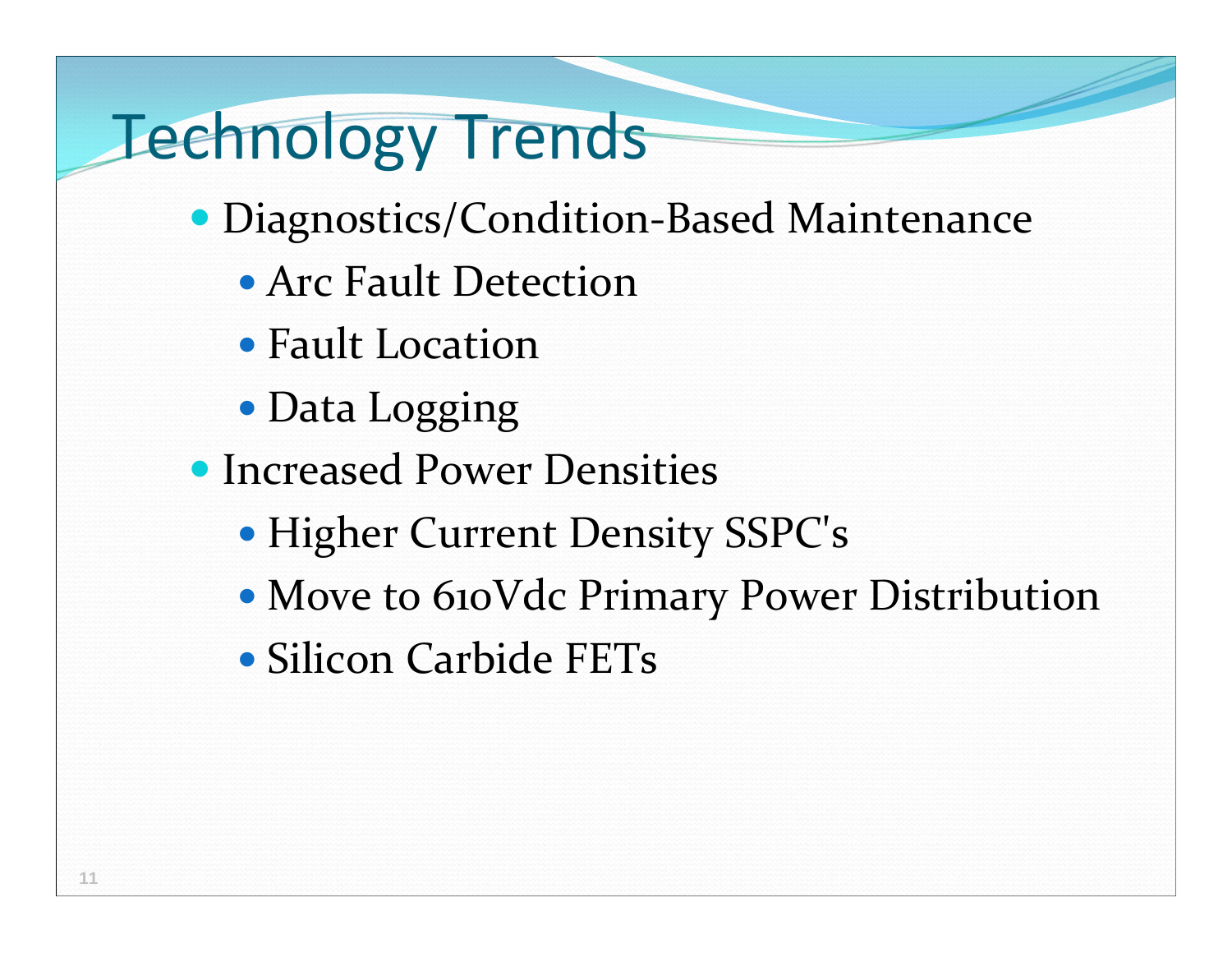# Technology Trends

- Diagnostics/Condition-Based Maintenance
  - Arc Fault Detection
  - Fault Location
  - Data Logging
- Increased Power Densities
  - Higher Current Density SSPC's
  - Move to 610Vdc Primary Power Distribution
  - Silicon Carbide FETs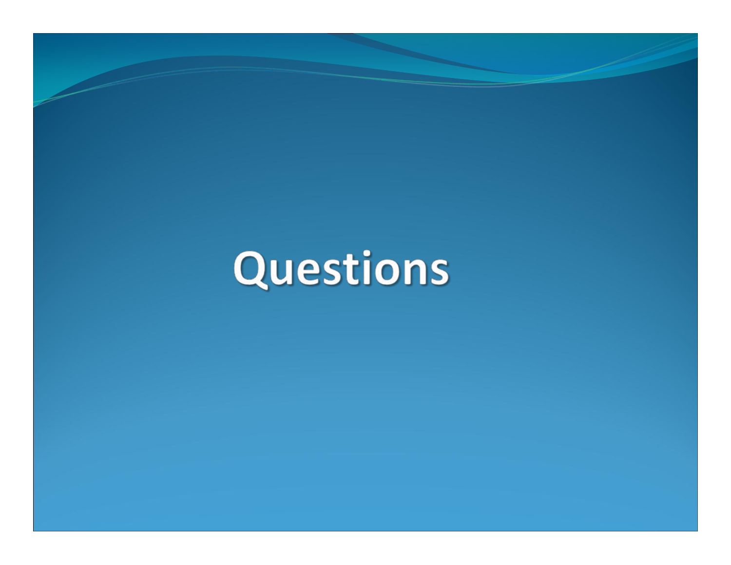# Questions